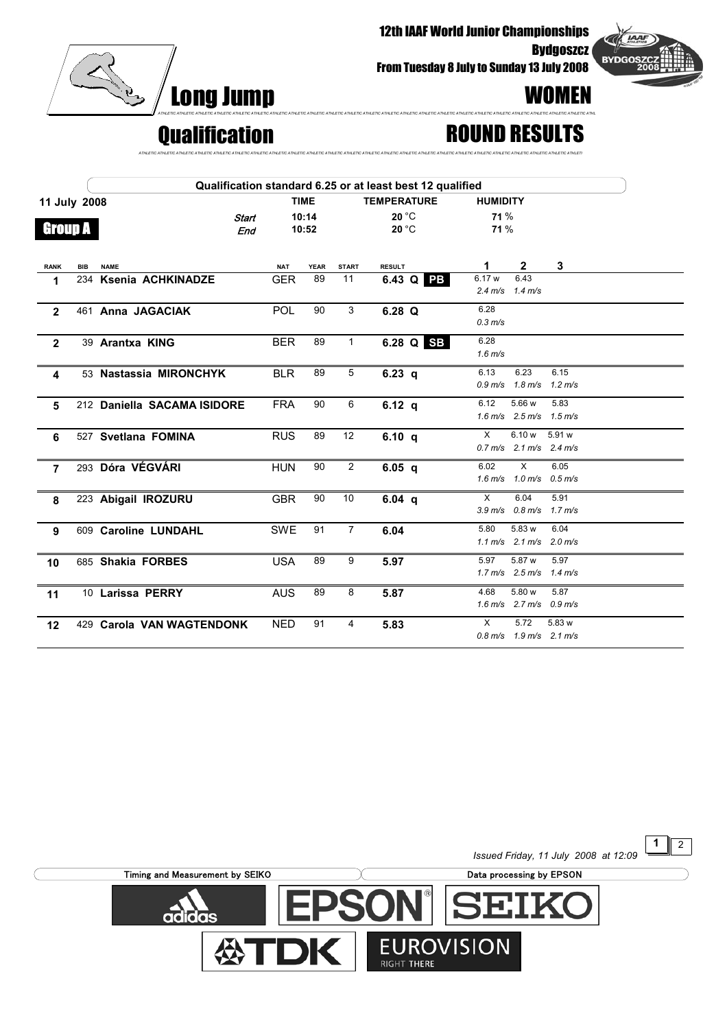12th IAAF World Junior Championships
Bydgoszcz
From Tuesday 8 July to Sunday 13 July 2008

# Long Jump — WOMEN

## Qualification — ROUND RESULTS

Qualification standard 6.25 or at least best 12 qualified

**11 July 2008**

**Group A**

| | TIME | TEMPERATURE | HUMIDITY |
|---|---|---|---|
| Start | 10:14 | 20 °C | 71 % |
| End | 10:52 | 20 °C | 71 % |

| RANK | BIB | NAME | NAT | YEAR | START | RESULT | 1 | 2 | 3 |
|---|---|---|---|---|---|---|---|---|---|
| 1 | 234 | **Ksenia ACHKINADZE** | GER | 89 | 11 | **6.43 Q** PB | 6.17 w *2.4 m/s* | 6.43 *1.4 m/s* | |
| 2 | 461 | **Anna JAGACIAK** | POL | 90 | 3 | **6.28 Q** | 6.28 *0.3 m/s* | | |
| 2 | 39 | **Arantxa KING** | BER | 89 | 1 | **6.28 Q** SB | 6.28 *1.6 m/s* | | |
| 4 | 53 | **Nastassia MIRONCHYK** | BLR | 89 | 5 | **6.23 q** | 6.13 *0.9 m/s* | 6.23 *1.8 m/s* | 6.15 *1.2 m/s* |
| 5 | 212 | **Daniella SACAMA ISIDORE** | FRA | 90 | 6 | **6.12 q** | 6.12 *1.6 m/s* | 5.66 w *2.5 m/s* | 5.83 *1.5 m/s* |
| 6 | 527 | **Svetlana FOMINA** | RUS | 89 | 12 | **6.10 q** | X *0.7 m/s* | 6.10 w *2.1 m/s* | 5.91 w *2.4 m/s* |
| 7 | 293 | **Dóra VÉGVÁRI** | HUN | 90 | 2 | **6.05 q** | 6.02 *1.6 m/s* | X *1.0 m/s* | 6.05 *0.5 m/s* |
| 8 | 223 | **Abigail IROZURU** | GBR | 90 | 10 | **6.04 q** | X *3.9 m/s* | 6.04 *0.8 m/s* | 5.91 *1.7 m/s* |
| 9 | 609 | **Caroline LUNDAHL** | SWE | 91 | 7 | **6.04** | 5.80 *1.1 m/s* | 5.83 w *2.1 m/s* | 6.04 *2.0 m/s* |
| 10 | 685 | **Shakia FORBES** | USA | 89 | 9 | **5.97** | 5.97 *1.7 m/s* | 5.87 w *2.5 m/s* | 5.97 *1.4 m/s* |
| 11 | 10 | **Larissa PERRY** | AUS | 89 | 8 | **5.87** | 4.68 *1.6 m/s* | 5.80 w *2.7 m/s* | 5.87 *0.9 m/s* |
| 12 | 429 | **Carola VAN WAGTENDONK** | NED | 91 | 4 | **5.83** | X *0.8 m/s* | 5.72 *1.9 m/s* | 5.83 w *2.1 m/s* |

*Issued Friday, 11 July 2008 at 12:09*

Timing and Measurement by SEIKO — Data processing by EPSON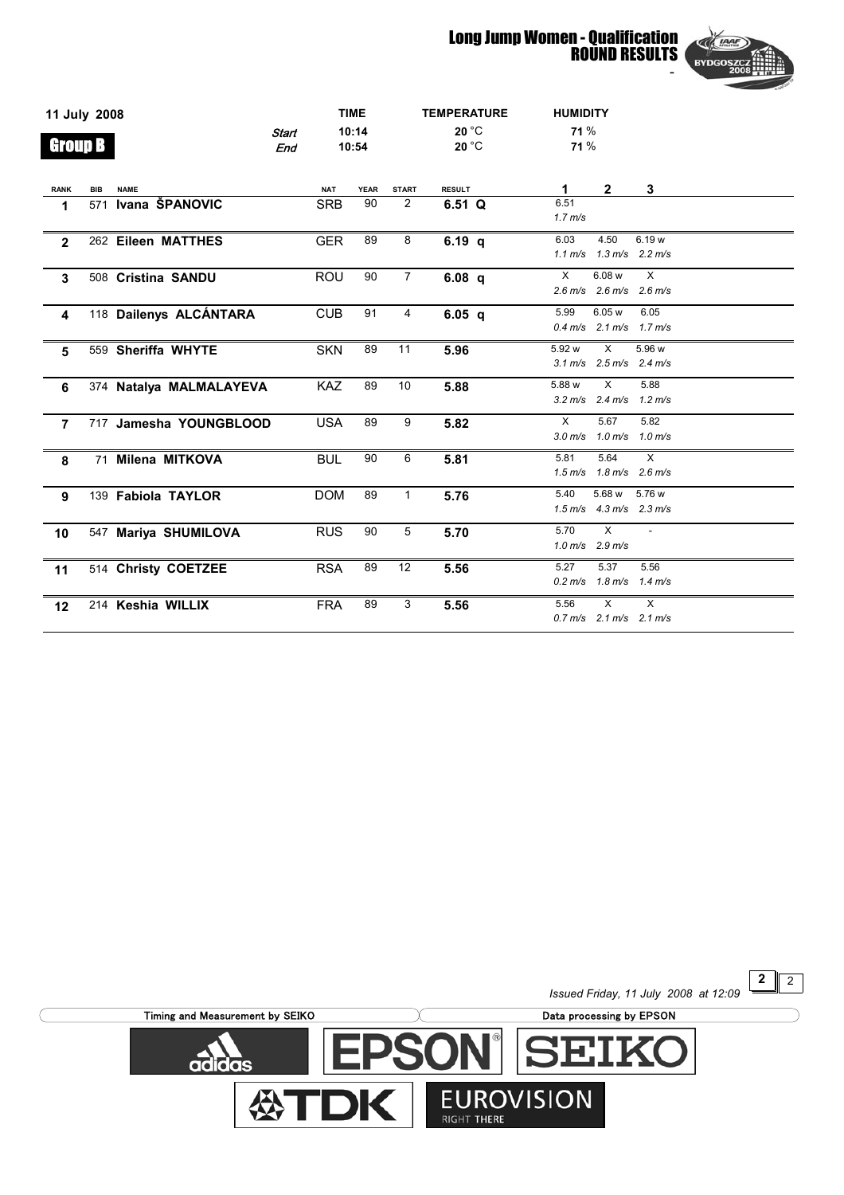# Long Jump Women - Qualification
## ROUND RESULTS

**11 July 2008**

**Group B**

| | TIME | TEMPERATURE | HUMIDITY |
|---|---|---|---|
| *Start* | 10:14 | 20 °C | 71 % |
| *End* | 10:54 | 20 °C | 71 % |

| RANK | BIB | NAME | NAT | YEAR | START | RESULT | 1 | 2 | 3 |
|---|---|---|---|---|---|---|---|---|---|
| 1 | 571 | **Ivana ŠPANOVIC** | SRB | 90 | 2 | **6.51 Q** | 6.51 *1.7 m/s* | | |
| 2 | 262 | **Eileen MATTHES** | GER | 89 | 8 | **6.19 q** | 6.03 *1.1 m/s* | 4.50 *1.3 m/s* | 6.19 w *2.2 m/s* |
| 3 | 508 | **Cristina SANDU** | ROU | 90 | 7 | **6.08 q** | X *2.6 m/s* | 6.08 w *2.6 m/s* | X *2.6 m/s* |
| 4 | 118 | **Dailenys ALCÁNTARA** | CUB | 91 | 4 | **6.05 q** | 5.99 *0.4 m/s* | 6.05 w *2.1 m/s* | 6.05 *1.7 m/s* |
| 5 | 559 | **Sheriffa WHYTE** | SKN | 89 | 11 | **5.96** | 5.92 w *3.1 m/s* | X *2.5 m/s* | 5.96 w *2.4 m/s* |
| 6 | 374 | **Natalya MALMALAYEVA** | KAZ | 89 | 10 | **5.88** | 5.88 w *3.2 m/s* | X *2.4 m/s* | 5.88 *1.2 m/s* |
| 7 | 717 | **Jamesha YOUNGBLOOD** | USA | 89 | 9 | **5.82** | X *3.0 m/s* | 5.67 *1.0 m/s* | 5.82 *1.0 m/s* |
| 8 | 71 | **Milena MITKOVA** | BUL | 90 | 6 | **5.81** | 5.81 *1.5 m/s* | 5.64 *1.8 m/s* | X *2.6 m/s* |
| 9 | 139 | **Fabiola TAYLOR** | DOM | 89 | 1 | **5.76** | 5.40 *1.5 m/s* | 5.68 w *4.3 m/s* | 5.76 w *2.3 m/s* |
| 10 | 547 | **Mariya SHUMILOVA** | RUS | 90 | 5 | **5.70** | 5.70 *1.0 m/s* | X *2.9 m/s* | - |
| 11 | 514 | **Christy COETZEE** | RSA | 89 | 12 | **5.56** | 5.27 *0.2 m/s* | 5.37 *1.8 m/s* | 5.56 *1.4 m/s* |
| 12 | 214 | **Keshia WILLIX** | FRA | 89 | 3 | **5.56** | 5.56 *0.7 m/s* | X *2.1 m/s* | X *2.1 m/s* |

*Issued Friday, 11 July 2008 at 12:09*

Timing and Measurement by SEIKO

Data processing by EPSON